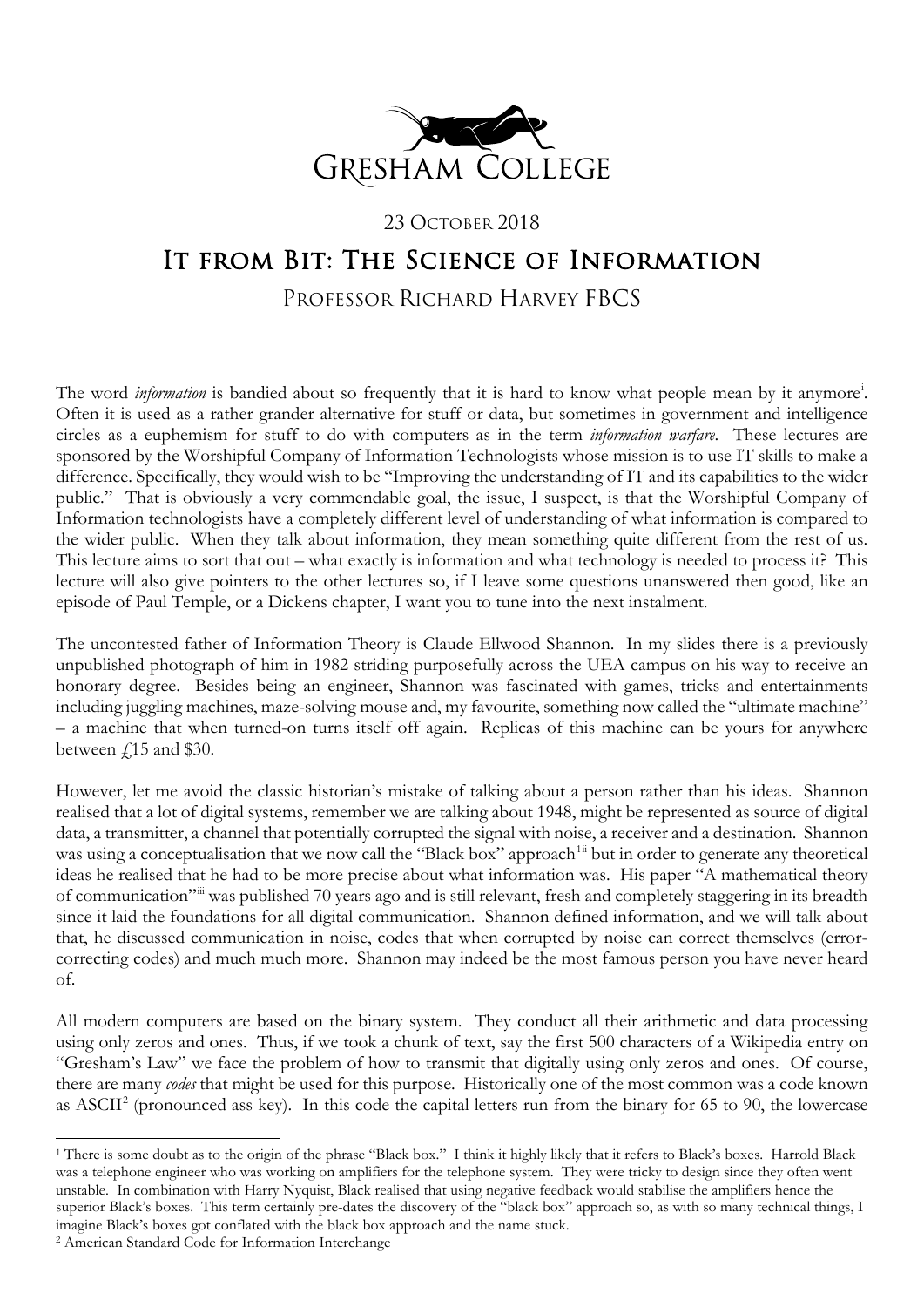GRESHAM COLLEGE

23 October 2018

# It from Bit: The Science of Information

## Professor Richard Harvey FBCS

The word *information* is bandied about so frequently that it is hard to know what people mean by it anymore[i]. Often it is used as a rather grander alternative for stuff or data, but sometimes in government and intelligence circles as a euphemism for stuff to do with computers as in the term *information warfare*. These lectures are sponsored by the Worshipful Company of Information Technologists whose mission is to use IT skills to make a difference. Specifically, they would wish to be "Improving the understanding of IT and its capabilities to the wider public." That is obviously a very commendable goal, the issue, I suspect, is that the Worshipful Company of Information technologists have a completely different level of understanding of what information is compared to the wider public. When they talk about information, they mean something quite different from the rest of us. This lecture aims to sort that out – what exactly is information and what technology is needed to process it? This lecture will also give pointers to the other lectures so, if I leave some questions unanswered then good, like an episode of Paul Temple, or a Dickens chapter, I want you to tune into the next instalment.

The uncontested father of Information Theory is Claude Ellwood Shannon. In my slides there is a previously unpublished photograph of him in 1982 striding purposefully across the UEA campus on his way to receive an honorary degree. Besides being an engineer, Shannon was fascinated with games, tricks and entertainments including juggling machines, maze-solving mouse and, my favourite, something now called the "ultimate machine" – a machine that when turned-on turns itself off again. Replicas of this machine can be yours for anywhere between £15 and $30.

However, let me avoid the classic historian's mistake of talking about a person rather than his ideas. Shannon realised that a lot of digital systems, remember we are talking about 1948, might be represented as source of digital data, a transmitter, a channel that potentially corrupted the signal with noise, a receiver and a destination. Shannon was using a conceptualisation that we now call the "Black box" approach[1 ii] but in order to generate any theoretical ideas he realised that he had to be more precise about what information was. His paper "A mathematical theory of communication"[iii] was published 70 years ago and is still relevant, fresh and completely staggering in its breadth since it laid the foundations for all digital communication. Shannon defined information, and we will talk about that, he discussed communication in noise, codes that when corrupted by noise can correct themselves (error-correcting codes) and much much more. Shannon may indeed be the most famous person you have never heard of.

All modern computers are based on the binary system. They conduct all their arithmetic and data processing using only zeros and ones. Thus, if we took a chunk of text, say the first 500 characters of a Wikipedia entry on "Gresham's Law" we face the problem of how to transmit that digitally using only zeros and ones. Of course, there are many *codes* that might be used for this purpose. Historically one of the most common was a code known as ASCII[2] (pronounced ass key). In this code the capital letters run from the binary for 65 to 90, the lowercase

---

[1] There is some doubt as to the origin of the phrase "Black box." I think it highly likely that it refers to Black's boxes. Harrold Black was a telephone engineer who was working on amplifiers for the telephone system. They were tricky to design since they often went unstable. In combination with Harry Nyquist, Black realised that using negative feedback would stabilise the amplifiers hence the superior Black's boxes. This term certainly pre-dates the discovery of the "black box" approach so, as with so many technical things, I imagine Black's boxes got conflated with the black box approach and the name stuck.

[2] American Standard Code for Information Interchange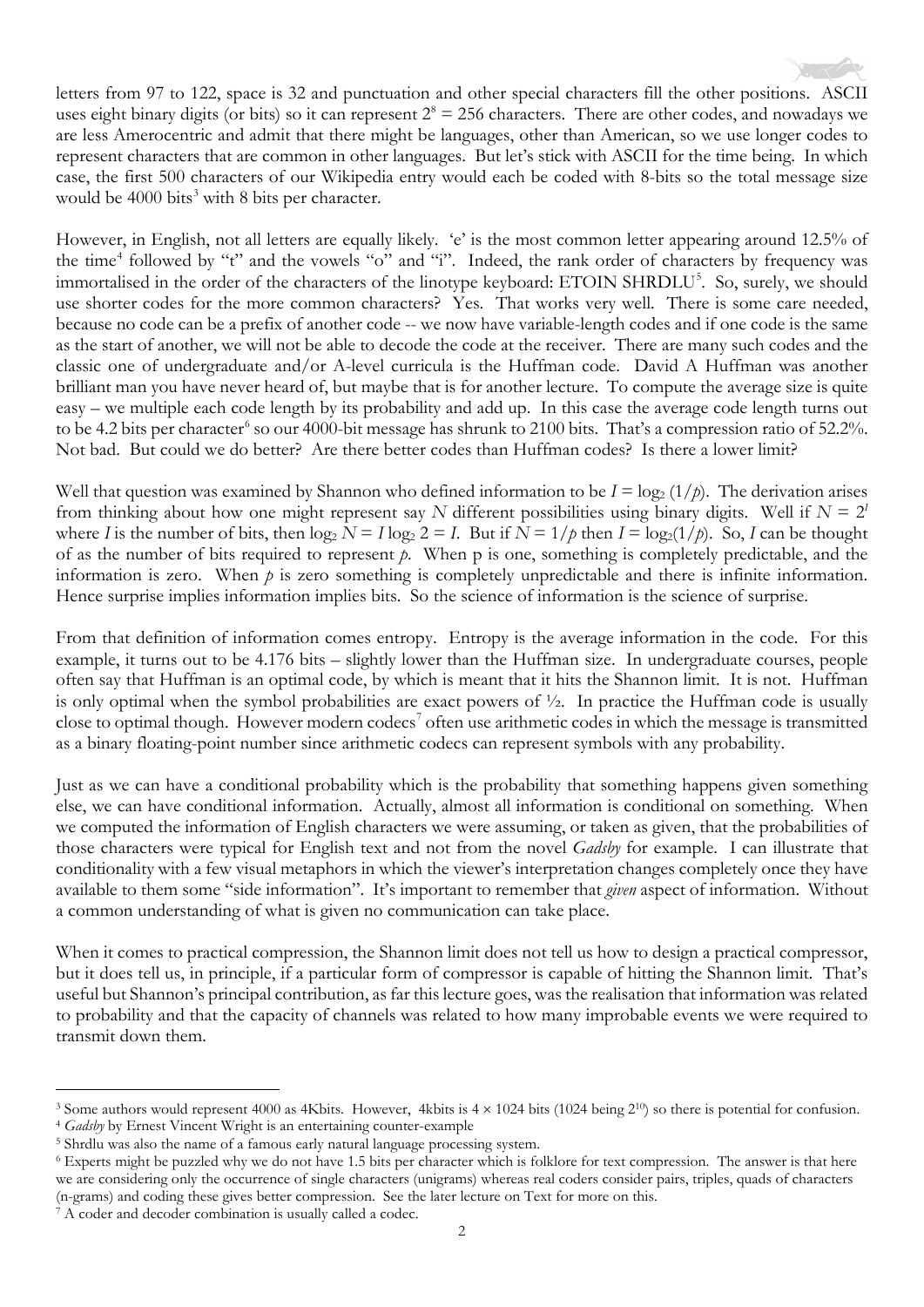letters from 97 to 122, space is 32 and punctuation and other special characters fill the other positions. ASCII uses eight binary digits (or bits) so it can represent $2^8 = 256$ characters. There are other codes, and nowadays we are less Amerocentric and admit that there might be languages, other than American, so we use longer codes to represent characters that are common in other languages. But let's stick with ASCII for the time being. In which case, the first 500 characters of our Wikipedia entry would each be coded with 8-bits so the total message size would be 4000 bits[3] with 8 bits per character.

However, in English, not all letters are equally likely. 'e' is the most common letter appearing around 12.5% of the time[4] followed by "t" and the vowels "o" and "i". Indeed, the rank order of characters by frequency was immortalised in the order of the characters of the linotype keyboard: ETOIN SHRDLU[5]. So, surely, we should use shorter codes for the more common characters? Yes. That works very well. There is some care needed, because no code can be a prefix of another code -- we now have variable-length codes and if one code is the same as the start of another, we will not be able to decode the code at the receiver. There are many such codes and the classic one of undergraduate and/or A-level curricula is the Huffman code. David A Huffman was another brilliant man you have never heard of, but maybe that is for another lecture. To compute the average size is quite easy – we multiple each code length by its probability and add up. In this case the average code length turns out to be 4.2 bits per character[6] so our 4000-bit message has shrunk to 2100 bits. That's a compression ratio of 52.2%. Not bad. But could we do better? Are there better codes than Huffman codes? Is there a lower limit?

Well that question was examined by Shannon who defined information to be $I = \log_2 (1/p)$. The derivation arises from thinking about how one might represent say $N$ different possibilities using binary digits. Well if $N = 2^I$ where $I$ is the number of bits, then $\log_2 N = I \log_2 2 = I$. But if $N = 1/p$ then $I = \log_2(1/p)$. So, $I$ can be thought of as the number of bits required to represent $p$. When p is one, something is completely predictable, and the information is zero. When $p$ is zero something is completely unpredictable and there is infinite information. Hence surprise implies information implies bits. So the science of information is the science of surprise.

From that definition of information comes entropy. Entropy is the average information in the code. For this example, it turns out to be 4.176 bits – slightly lower than the Huffman size. In undergraduate courses, people often say that Huffman is an optimal code, by which is meant that it hits the Shannon limit. It is not. Huffman is only optimal when the symbol probabilities are exact powers of ½. In practice the Huffman code is usually close to optimal though. However modern codecs[7] often use arithmetic codes in which the message is transmitted as a binary floating-point number since arithmetic codecs can represent symbols with any probability.

Just as we can have a conditional probability which is the probability that something happens given something else, we can have conditional information. Actually, almost all information is conditional on something. When we computed the information of English characters we were assuming, or taken as given, that the probabilities of those characters were typical for English text and not from the novel *Gadsby* for example. I can illustrate that conditionality with a few visual metaphors in which the viewer's interpretation changes completely once they have available to them some "side information". It's important to remember that *given* aspect of information. Without a common understanding of what is given no communication can take place.

When it comes to practical compression, the Shannon limit does not tell us how to design a practical compressor, but it does tell us, in principle, if a particular form of compressor is capable of hitting the Shannon limit. That's useful but Shannon's principal contribution, as far this lecture goes, was the realisation that information was related to probability and that the capacity of channels was related to how many improbable events we were required to transmit down them.

---

[3] Some authors would represent 4000 as 4Kbits. However, 4kbits is $4 \times 1024$ bits (1024 being $2^{10}$) so there is potential for confusion.

[4] *Gadsby* by Ernest Vincent Wright is an entertaining counter-example

[5] Shrdlu was also the name of a famous early natural language processing system.

[6] Experts might be puzzled why we do not have 1.5 bits per character which is folklore for text compression. The answer is that here we are considering only the occurrence of single characters (unigrams) whereas real coders consider pairs, triples, quads of characters (n-grams) and coding these gives better compression. See the later lecture on Text for more on this.

[7] A coder and decoder combination is usually called a codec.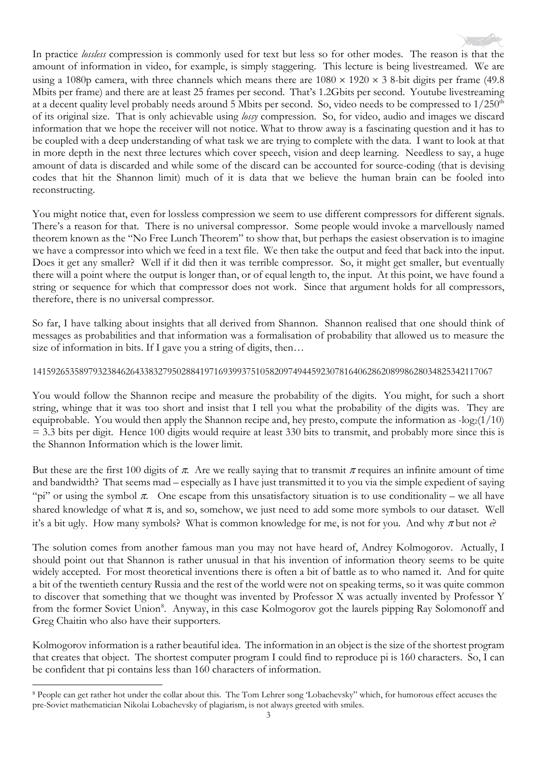In practice *lossless* compression is commonly used for text but less so for other modes. The reason is that the amount of information in video, for example, is simply staggering. This lecture is being livestreamed. We are using a 1080p camera, with three channels which means there are $1080 \times 1920 \times 3$ 8-bit digits per frame (49.8 Mbits per frame) and there are at least 25 frames per second. That's 1.2Gbits per second. Youtube livestreaming at a decent quality level probably needs around 5 Mbits per second. So, video needs to be compressed to $1/250^{th}$ of its original size. That is only achievable using *lossy* compression. So, for video, audio and images we discard information that we hope the receiver will not notice. What to throw away is a fascinating question and it has to be coupled with a deep understanding of what task we are trying to complete with the data. I want to look at that in more depth in the next three lectures which cover speech, vision and deep learning. Needless to say, a huge amount of data is discarded and while some of the discard can be accounted for source-coding (that is devising codes that hit the Shannon limit) much of it is data that we believe the human brain can be fooled into reconstructing.

You might notice that, even for lossless compression we seem to use different compressors for different signals. There's a reason for that. There is no universal compressor. Some people would invoke a marvellously named theorem known as the "No Free Lunch Theorem" to show that, but perhaps the easiest observation is to imagine we have a compressor into which we feed in a text file. We then take the output and feed that back into the input. Does it get any smaller? Well if it did then it was terrible compressor. So, it might get smaller, but eventually there will a point where the output is longer than, or of equal length to, the input. At this point, we have found a string or sequence for which that compressor does not work. Since that argument holds for all compressors, therefore, there is no universal compressor.

So far, I have talking about insights that all derived from Shannon. Shannon realised that one should think of messages as probabilities and that information was a formalisation of probability that allowed us to measure the size of information in bits. If I gave you a string of digits, then…

1415926535897932384626433832795028841971693993751058209749445923078164062862089986280348253421170679

You would follow the Shannon recipe and measure the probability of the digits. You might, for such a short string, whinge that it was too short and insist that I tell you what the probability of the digits was. They are equiprobable. You would then apply the Shannon recipe and, hey presto, compute the information as $-\log_2(1/10) = 3.3$ bits per digit. Hence 100 digits would require at least 330 bits to transmit, and probably more since this is the Shannon Information which is the lower limit.

But these are the first 100 digits of $\pi$. Are we really saying that to transmit $\pi$ requires an infinite amount of time and bandwidth? That seems mad – especially as I have just transmitted it to you via the simple expedient of saying "pi" or using the symbol $\pi$. One escape from this unsatisfactory situation is to use conditionality – we all have shared knowledge of what $\pi$ is, and so, somehow, we just need to add some more symbols to our dataset. Well it's a bit ugly. How many symbols? What is common knowledge for me, is not for you. And why $\pi$ but not $e$?

The solution comes from another famous man you may not have heard of, Andrey Kolmogorov. Actually, I should point out that Shannon is rather unusual in that his invention of information theory seems to be quite widely accepted. For most theoretical inventions there is often a bit of battle as to who named it. And for quite a bit of the twentieth century Russia and the rest of the world were not on speaking terms, so it was quite common to discover that something that we thought was invented by Professor X was actually invented by Professor Y from the former Soviet Union[8]. Anyway, in this case Kolmogorov got the laurels pipping Ray Solomonoff and Greg Chaitin who also have their supporters.

Kolmogorov information is a rather beautiful idea. The information in an object is the size of the shortest program that creates that object. The shortest computer program I could find to reproduce pi is 160 characters. So, I can be confident that pi contains less than 160 characters of information.

---

[8] People can get rather hot under the collar about this. The Tom Lehrer song 'Lobachevsky" which, for humorous effect accuses the pre-Soviet mathematician Nikolai Lobachevsky of plagiarism, is not always greeted with smiles.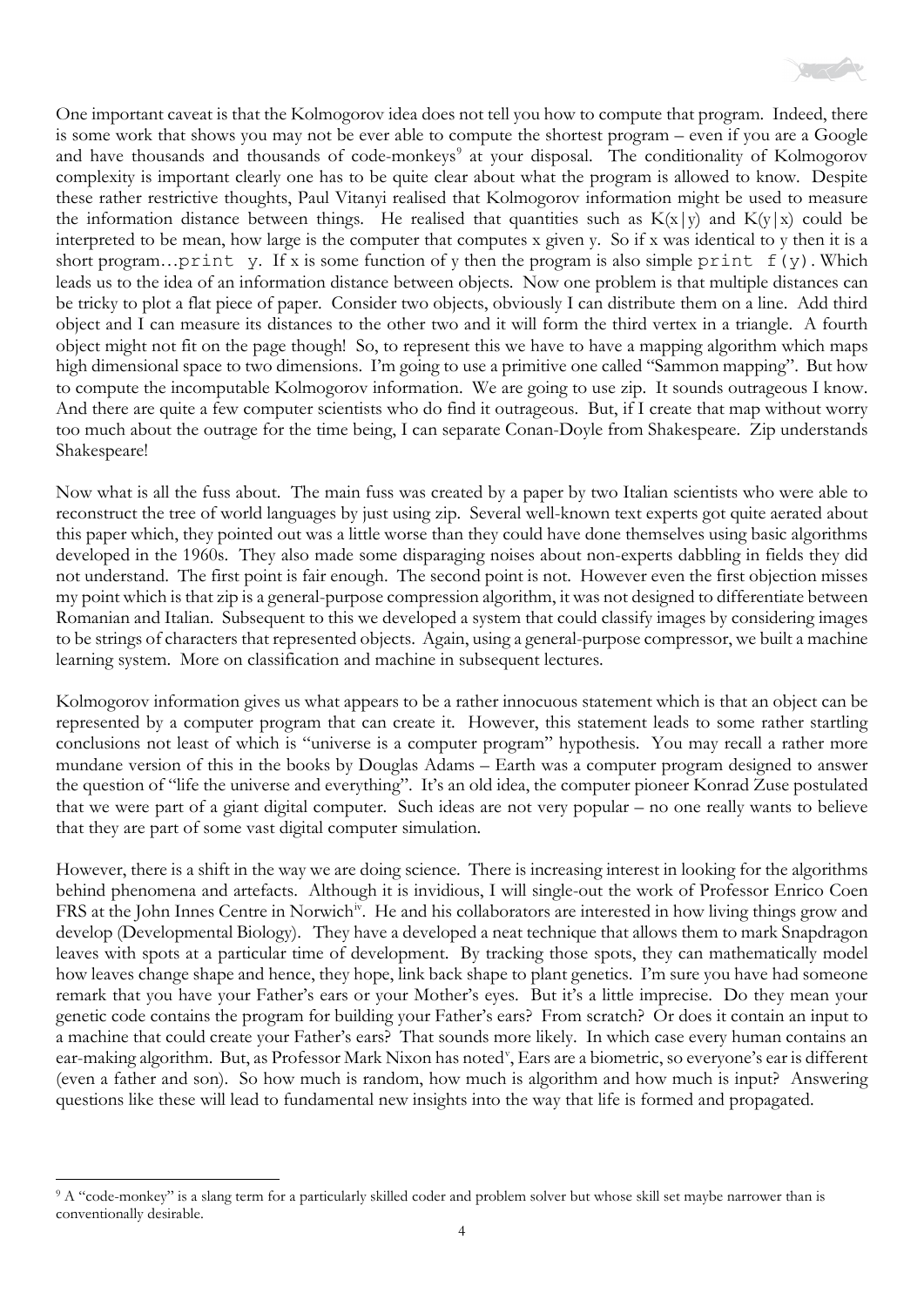One important caveat is that the Kolmogorov idea does not tell you how to compute that program. Indeed, there is some work that shows you may not be ever able to compute the shortest program – even if you are a Google and have thousands and thousands of code-monkeys[9] at your disposal. The conditionality of Kolmogorov complexity is important clearly one has to be quite clear about what the program is allowed to know. Despite these rather restrictive thoughts, Paul Vitanyi realised that Kolmogorov information might be used to measure the information distance between things. He realised that quantities such as $K(x|y)$ and $K(y|x)$ could be interpreted to be mean, how large is the computer that computes x given y. So if x was identical to y then it is a short program…`print y`. If x is some function of y then the program is also simple `print f(y)`. Which leads us to the idea of an information distance between objects. Now one problem is that multiple distances can be tricky to plot a flat piece of paper. Consider two objects, obviously I can distribute them on a line. Add third object and I can measure its distances to the other two and it will form the third vertex in a triangle. A fourth object might not fit on the page though! So, to represent this we have to have a mapping algorithm which maps high dimensional space to two dimensions. I'm going to use a primitive one called "Sammon mapping". But how to compute the incomputable Kolmogorov information. We are going to use zip. It sounds outrageous I know. And there are quite a few computer scientists who do find it outrageous. But, if I create that map without worry too much about the outrage for the time being, I can separate Conan-Doyle from Shakespeare. Zip understands Shakespeare!

Now what is all the fuss about. The main fuss was created by a paper by two Italian scientists who were able to reconstruct the tree of world languages by just using zip. Several well-known text experts got quite aerated about this paper which, they pointed out was a little worse than they could have done themselves using basic algorithms developed in the 1960s. They also made some disparaging noises about non-experts dabbling in fields they did not understand. The first point is fair enough. The second point is not. However even the first objection misses my point which is that zip is a general-purpose compression algorithm, it was not designed to differentiate between Romanian and Italian. Subsequent to this we developed a system that could classify images by considering images to be strings of characters that represented objects. Again, using a general-purpose compressor, we built a machine learning system. More on classification and machine in subsequent lectures.

Kolmogorov information gives us what appears to be a rather innocuous statement which is that an object can be represented by a computer program that can create it. However, this statement leads to some rather startling conclusions not least of which is "universe is a computer program" hypothesis. You may recall a rather more mundane version of this in the books by Douglas Adams – Earth was a computer program designed to answer the question of "life the universe and everything". It's an old idea, the computer pioneer Konrad Zuse postulated that we were part of a giant digital computer. Such ideas are not very popular – no one really wants to believe that they are part of some vast digital computer simulation.

However, there is a shift in the way we are doing science. There is increasing interest in looking for the algorithms behind phenomena and artefacts. Although it is invidious, I will single-out the work of Professor Enrico Coen FRS at the John Innes Centre in Norwich[iv]. He and his collaborators are interested in how living things grow and develop (Developmental Biology). They have a developed a neat technique that allows them to mark Snapdragon leaves with spots at a particular time of development. By tracking those spots, they can mathematically model how leaves change shape and hence, they hope, link back shape to plant genetics. I'm sure you have had someone remark that you have your Father's ears or your Mother's eyes. But it's a little imprecise. Do they mean your genetic code contains the program for building your Father's ears? From scratch? Or does it contain an input to a machine that could create your Father's ears? That sounds more likely. In which case every human contains an ear-making algorithm. But, as Professor Mark Nixon has noted[v], Ears are a biometric, so everyone's ear is different (even a father and son). So how much is random, how much is algorithm and how much is input? Answering questions like these will lead to fundamental new insights into the way that life is formed and propagated.

---

[9] A "code-monkey" is a slang term for a particularly skilled coder and problem solver but whose skill set maybe narrower than is conventionally desirable.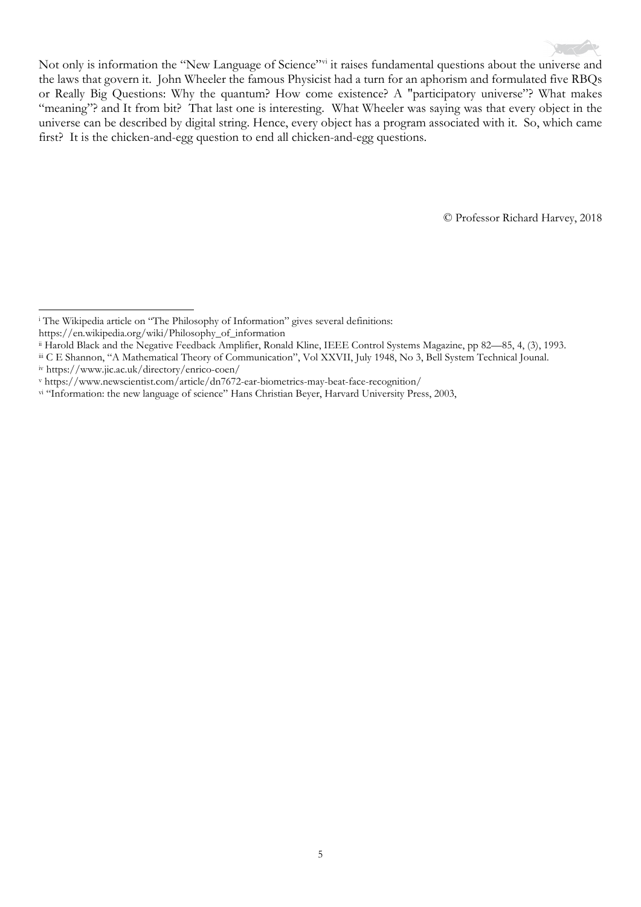Not only is information the "New Language of Science"[vi] it raises fundamental questions about the universe and the laws that govern it. John Wheeler the famous Physicist had a turn for an aphorism and formulated five RBQs or Really Big Questions: Why the quantum? How come existence? A "participatory universe"? What makes "meaning"? and It from bit? That last one is interesting. What Wheeler was saying was that every object in the universe can be described by digital string. Hence, every object has a program associated with it. So, which came first? It is the chicken-and-egg question to end all chicken-and-egg questions.

© Professor Richard Harvey, 2018

---

[i] The Wikipedia article on "The Philosophy of Information" gives several definitions:
https://en.wikipedia.org/wiki/Philosophy_of_information

[ii] Harold Black and the Negative Feedback Amplifier, Ronald Kline, IEEE Control Systems Magazine, pp 82—85, 4, (3), 1993.

[iii] C E Shannon, "A Mathematical Theory of Communication", Vol XXVII, July 1948, No 3, Bell System Technical Jounal.

[iv] https://www.jic.ac.uk/directory/enrico-coen/

[v] https://www.newscientist.com/article/dn7672-ear-biometrics-may-beat-face-recognition/

[vi] "Information: the new language of science" Hans Christian Beyer, Harvard University Press, 2003,